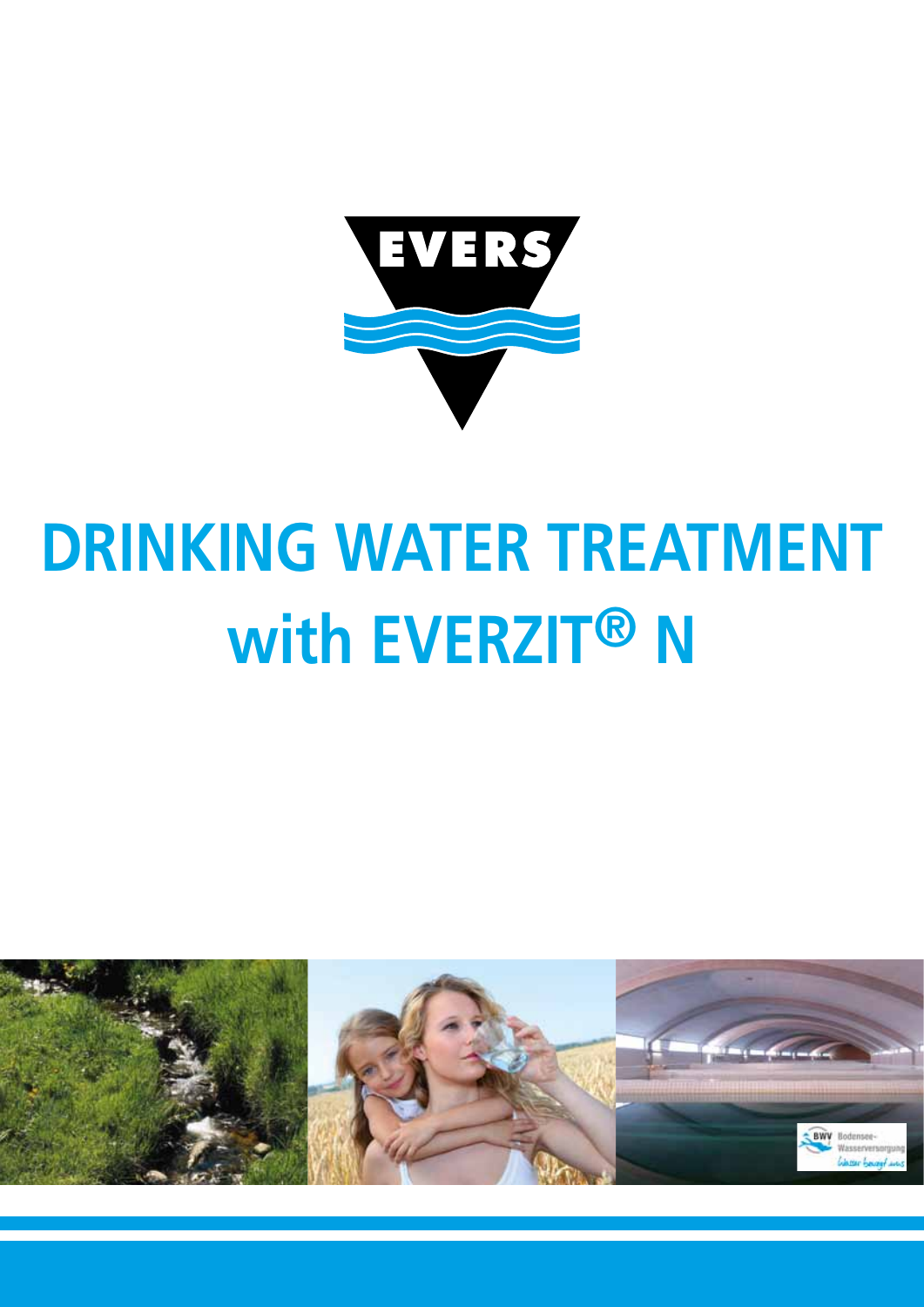EVERS

# DRINKING WATER TREATMENT with EVERZIT® N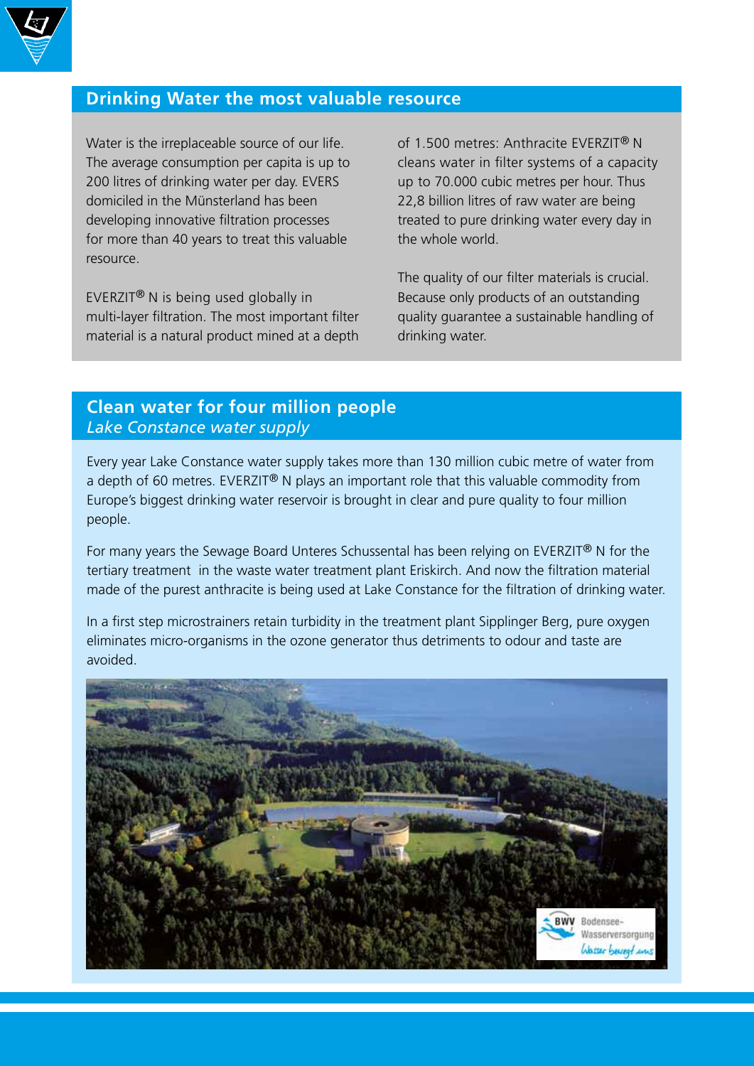## Drinking Water the most valuable resource

Water is the irreplaceable source of our life. The average consumption per capita is up to 200 litres of drinking water per day. EVERS domiciled in the Münsterland has been developing innovative filtration processes for more than 40 years to treat this valuable resource.

EVERZIT® N is being used globally in multi-layer filtration. The most important filter material is a natural product mined at a depth of 1.500 metres: Anthracite EVERZIT® N cleans water in filter systems of a capacity up to 70.000 cubic metres per hour. Thus 22,8 billion litres of raw water are being treated to pure drinking water every day in the whole world.

The quality of our filter materials is crucial. Because only products of an outstanding quality guarantee a sustainable handling of drinking water.

## Clean water for four million people

*Lake Constance water supply*

Every year Lake Constance water supply takes more than 130 million cubic metre of water from a depth of 60 metres. EVERZIT® N plays an important role that this valuable commodity from Europe's biggest drinking water reservoir is brought in clear and pure quality to four million people.

For many years the Sewage Board Unteres Schussental has been relying on EVERZIT® N for the tertiary treatment in the waste water treatment plant Eriskirch. And now the filtration material made of the purest anthracite is being used at Lake Constance for the filtration of drinking water.

In a first step microstrainers retain turbidity in the treatment plant Sipplinger Berg, pure oxygen eliminates micro-organisms in the ozone generator thus detriments to odour and taste are avoided.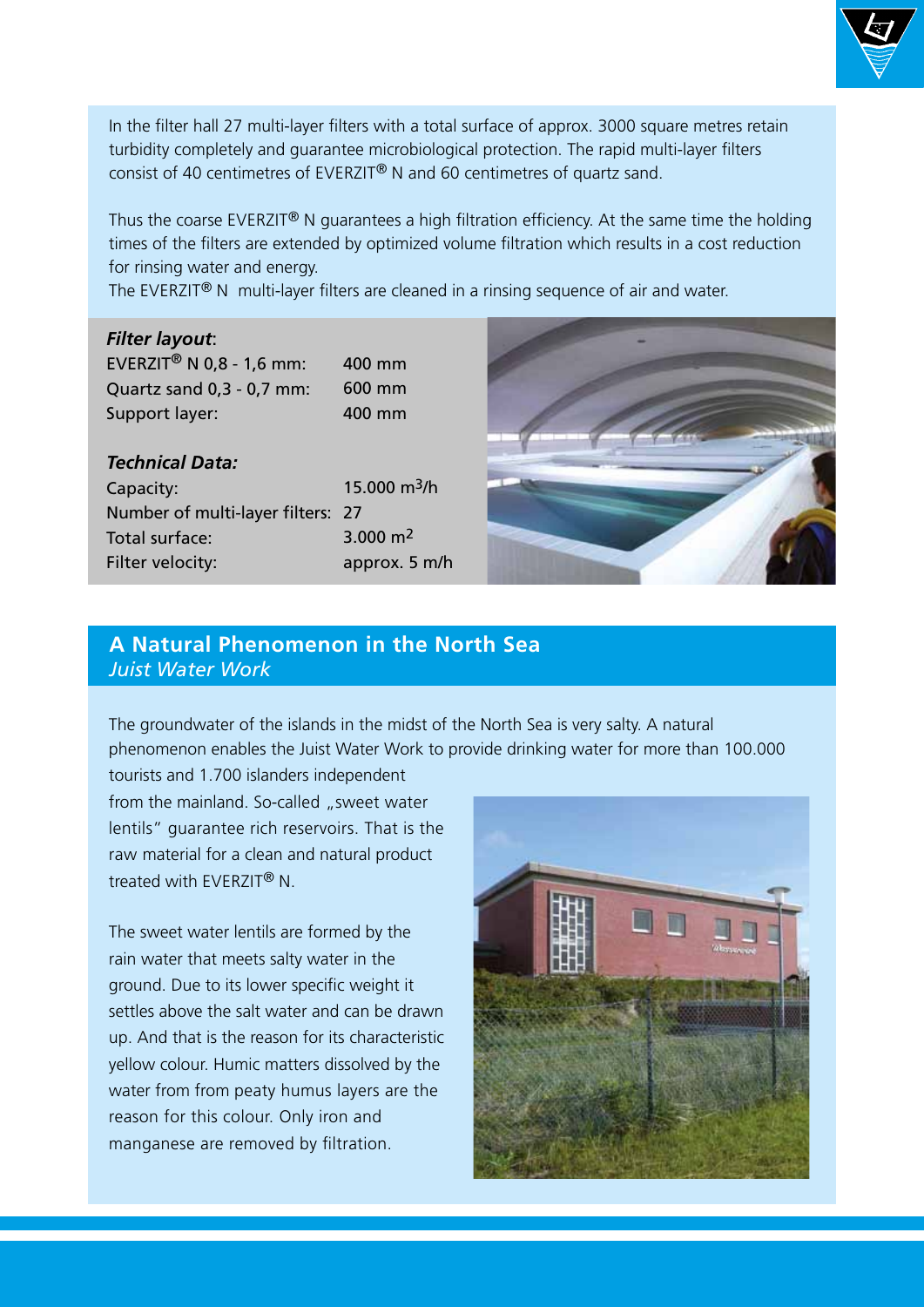In the filter hall 27 multi-layer filters with a total surface of approx. 3000 square metres retain turbidity completely and guarantee microbiological protection. The rapid multi-layer filters consist of 40 centimetres of EVERZIT® N and 60 centimetres of quartz sand.

Thus the coarse EVERZIT® N guarantees a high filtration efficiency. At the same time the holding times of the filters are extended by optimized volume filtration which results in a cost reduction for rinsing water and energy.
The EVERZIT® N multi-layer filters are cleaned in a rinsing sequence of air and water.

***Filter layout*:**

| | |
|---|---|
| EVERZIT® N 0,8 - 1,6 mm: | 400 mm |
| Quartz sand 0,3 - 0,7 mm: | 600 mm |
| Support layer: | 400 mm |

***Technical Data:***

| | |
|---|---|
| Capacity: | 15.000 $m^3/h$ |
| Number of multi-layer filters: | 27 |
| Total surface: | 3.000 $m^2$ |
| Filter velocity: | approx. 5 m/h |

## A Natural Phenomenon in the North Sea
*Juist Water Work*

The groundwater of the islands in the midst of the North Sea is very salty. A natural phenomenon enables the Juist Water Work to provide drinking water for more than 100.000 tourists and 1.700 islanders independent from the mainland. So-called „sweet water lentils" guarantee rich reservoirs. That is the raw material for a clean and natural product treated with EVERZIT® N.

The sweet water lentils are formed by the rain water that meets salty water in the ground. Due to its lower specific weight it settles above the salt water and can be drawn up. And that is the reason for its characteristic yellow colour. Humic matters dissolved by the water from from peaty humus layers are the reason for this colour. Only iron and manganese are removed by filtration.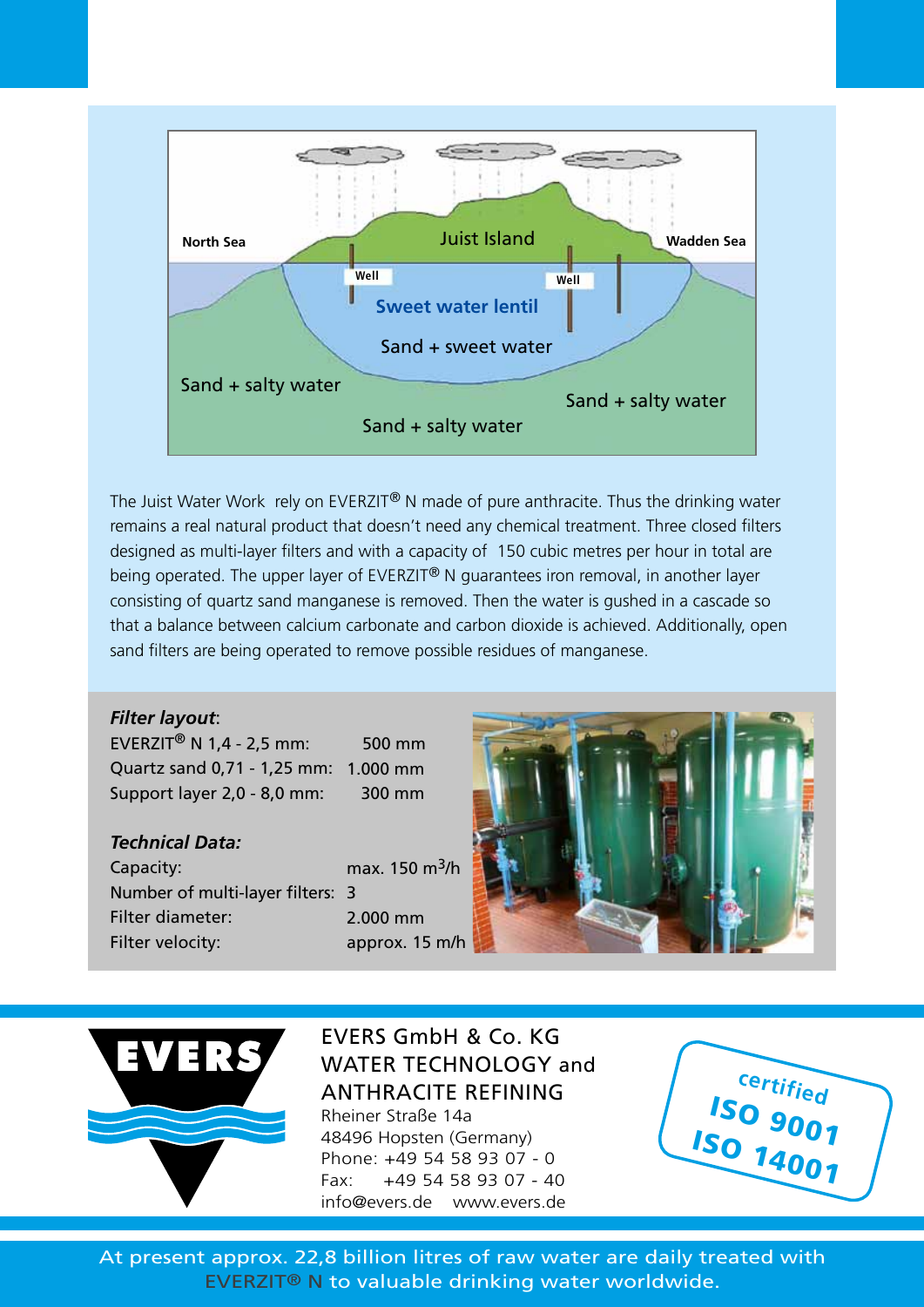North Sea

Juist Island

Wadden Sea

Well

Well

Sweet water lentil

Sand + sweet water

Sand + salty water

Sand + salty water

Sand + salty water

The Juist Water Work rely on EVERZIT® N made of pure anthracite. Thus the drinking water remains a real natural product that doesn't need any chemical treatment. Three closed filters designed as multi-layer filters and with a capacity of 150 cubic metres per hour in total are being operated. The upper layer of EVERZIT® N guarantees iron removal, in another layer consisting of quartz sand manganese is removed. Then the water is gushed in a cascade so that a balance between calcium carbonate and carbon dioxide is achieved. Additionally, open sand filters are being operated to remove possible residues of manganese.

***Filter layout***:

| | |
|---|---|
| EVERZIT® N 1,4 - 2,5 mm: | 500 mm |
| Quartz sand 0,71 - 1,25 mm: | 1.000 mm |
| Support layer 2,0 - 8,0 mm: | 300 mm |

***Technical Data:***

| | |
|---|---|
| Capacity: | max. 150 $m^3/h$ |
| Number of multi-layer filters: | 3 |
| Filter diameter: | 2.000 mm |
| Filter velocity: | approx. 15 m/h |

EVERS

EVERS GmbH & Co. KG
WATER TECHNOLOGY and
ANTHRACITE REFINING
Rheiner Straße 14a
48496 Hopsten (Germany)
Phone: +49 54 58 93 07 - 0
Fax: +49 54 58 93 07 - 40
info@evers.de www.evers.de

certified
ISO 9001
ISO 14001

At present approx. 22,8 billion litres of raw water are daily treated with EVERZIT® N to valuable drinking water worldwide.